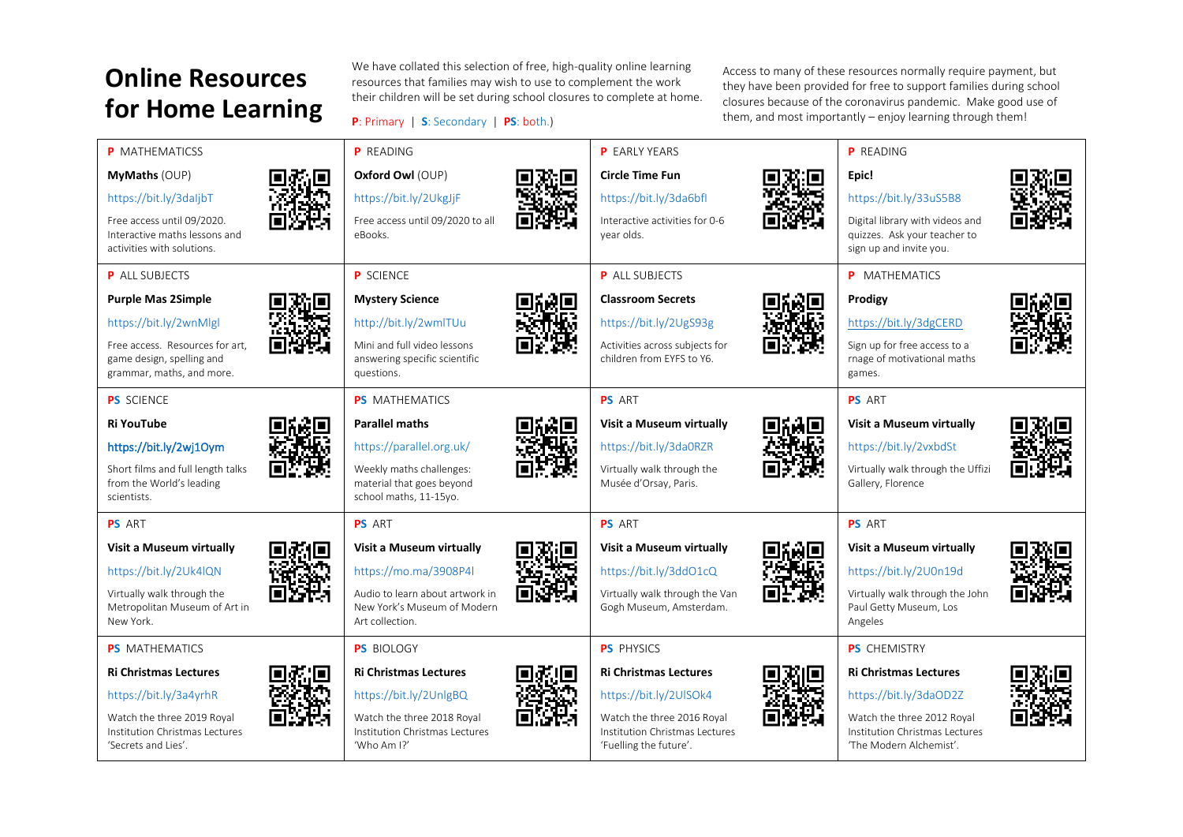# Online Resources for Home Learning

We have collated this selection of free, high-quality online learning resources that families may wish to use to complement the work their children will be set during school closures to complete at home.

**P**: Primary | **S**: Secondary | **PS**: both.)

Access to many of these resources normally require payment, but they have been provided for free to support families during school closures because of the coronavirus pandemic. Make good use of them, and most importantly – enjoy learning through them!

| | | | |
|---|---|---|---|
| **P** MATHEMATICSS<br>**MyMaths** (OUP)<br>https://bit.ly/3daIjbT<br>Free access until 09/2020. Interactive maths lessons and activities with solutions. | **P** READING<br>**Oxford Owl** (OUP)<br>https://bit.ly/2UkgJjF<br>Free access until 09/2020 to all eBooks. | **P** EARLY YEARS<br>**Circle Time Fun**<br>https://bit.ly/3da6bfl<br>Interactive activities for 0-6 year olds. | **P** READING<br>**Epic!**<br>https://bit.ly/33uS5B8<br>Digital library with videos and quizzes. Ask your teacher to sign up and invite you. |
| **P** ALL SUBJECTS<br>**Purple Mas 2Simple**<br>https://bit.ly/2wnMlgl<br>Free access. Resources for art, game design, spelling and grammar, maths, and more. | **P** SCIENCE<br>**Mystery Science**<br>http://bit.ly/2wmlTUu<br>Mini and full video lessons answering specific scientific questions. | **P** ALL SUBJECTS<br>**Classroom Secrets**<br>https://bit.ly/2UgS93g<br>Activities across subjects for children from EYFS to Y6. | **P** MATHEMATICS<br>**Prodigy**<br>https://bit.ly/3dgCERD<br>Sign up for free access to a rnage of motivational maths games. |
| **PS** SCIENCE<br>**Ri YouTube**<br>https://bit.ly/2wj1Oym<br>Short films and full length talks from the World's leading scientists. | **PS** MATHEMATICS<br>**Parallel maths**<br>https://parallel.org.uk/<br>Weekly maths challenges: material that goes beyond school maths, 11-15yo. | **PS** ART<br>**Visit a Museum virtually**<br>https://bit.ly/3da0RZR<br>Virtually walk through the Musée d'Orsay, Paris. | **PS** ART<br>**Visit a Museum virtually**<br>https://bit.ly/2vxbdSt<br>Virtually walk through the Uffizi Gallery, Florence |
| **PS** ART<br>**Visit a Museum virtually**<br>https://bit.ly/2Uk4lQN<br>Virtually walk through the Metropolitan Museum of Art in New York. | **PS** ART<br>**Visit a Museum virtually**<br>https://mo.ma/3908P4l<br>Audio to learn about artwork in New York's Museum of Modern Art collection. | **PS** ART<br>**Visit a Museum virtually**<br>https://bit.ly/3ddO1cQ<br>Virtually walk through the Van Gogh Museum, Amsterdam. | **PS** ART<br>**Visit a Museum virtually**<br>https://bit.ly/2U0n19d<br>Virtually walk through the John Paul Getty Museum, Los Angeles |
| **PS** MATHEMATICS<br>**Ri Christmas Lectures**<br>https://bit.ly/3a4yrhR<br>Watch the three 2019 Royal Institution Christmas Lectures 'Secrets and Lies'. | **PS** BIOLOGY<br>**Ri Christmas Lectures**<br>https://bit.ly/2UnlgBQ<br>Watch the three 2018 Royal Institution Christmas Lectures 'Who Am I?' | **PS** PHYSICS<br>**Ri Christmas Lectures**<br>https://bit.ly/2UlSOk4<br>Watch the three 2016 Royal Institution Christmas Lectures 'Fuelling the future'. | **PS** CHEMISTRY<br>**Ri Christmas Lectures**<br>https://bit.ly/3daOD2Z<br>Watch the three 2012 Royal Institution Christmas Lectures 'The Modern Alchemist'. |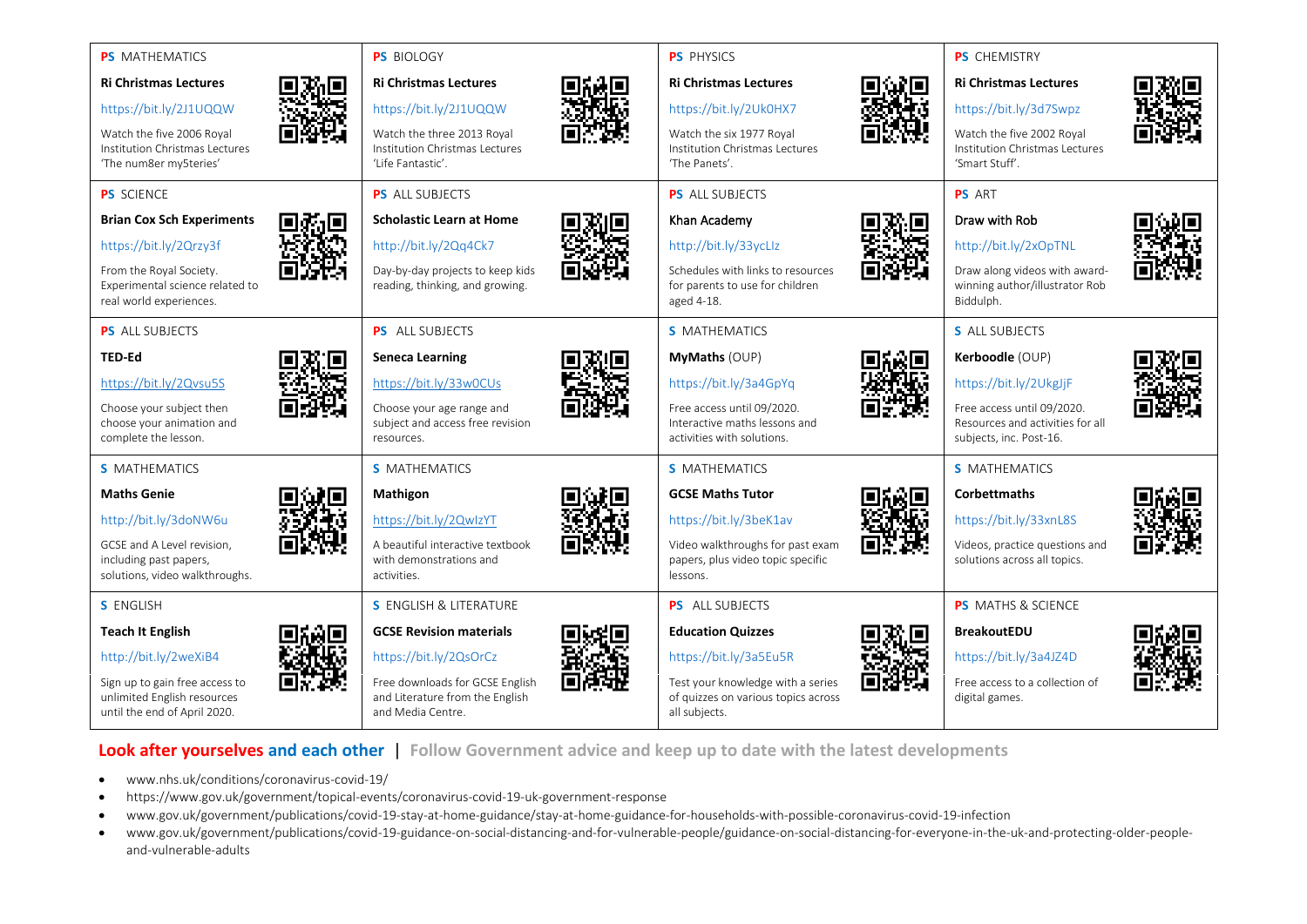| | | | |
|---|---|---|---|
| **PS** MATHEMATICS<br>**Ri Christmas Lectures**<br>https://bit.ly/2J1UQQW<br>Watch the five 2006 Royal Institution Christmas Lectures 'The num8er my5teries'. | **PS** BIOLOGY<br>**Ri Christmas Lectures**<br>https://bit.ly/2J1UQQW<br>Watch the three 2013 Royal Institution Christmas Lectures 'Life Fantastic'. | **PS** PHYSICS<br>**Ri Christmas Lectures**<br>https://bit.ly/2Uk0HX7<br>Watch the six 1977 Royal Institution Christmas Lectures 'The Panets'. | **PS** CHEMISTRY<br>**Ri Christmas Lectures**<br>https://bit.ly/3d7Swpz<br>Watch the five 2002 Royal Institution Christmas Lectures 'Smart Stuff'. |
| **PS** SCIENCE<br>**Brian Cox Sch Experiments**<br>https://bit.ly/2Qrzy3f<br>From the Royal Society. Experimental science related to real world experiences. | **PS** ALL SUBJECTS<br>**Scholastic Learn at Home**<br>http://bit.ly/2Qq4Ck7<br>Day-by-day projects to keep kids reading, thinking, and growing. | **PS** ALL SUBJECTS<br>**Khan Academy**<br>http://bit.ly/33ycLlz<br>Schedules with links to resources for parents to use for children aged 4-18. | **PS** ART<br>**Draw with Rob**<br>http://bit.ly/2xOpTNL<br>Draw along videos with award-winning author/illustrator Rob Biddulph. |
| **PS** ALL SUBJECTS<br>**TED-Ed**<br>https://bit.ly/2Qvsu5S<br>Choose your subject then choose your animation and complete the lesson. | **PS** ALL SUBJECTS<br>**Seneca Learning**<br>https://bit.ly/33w0CUs<br>Choose your age range and subject and access free revision resources. | **S** MATHEMATICS<br>**MyMaths** (OUP)<br>https://bit.ly/3a4GpYq<br>Free access until 09/2020. Interactive maths lessons and activities with solutions. | **S** ALL SUBJECTS<br>**Kerboodle** (OUP)<br>https://bit.ly/2UkgJjF<br>Free access until 09/2020. Resources and activities for all subjects, inc. Post-16. |
| **S** MATHEMATICS<br>**Maths Genie**<br>http://bit.ly/3doNW6u<br>GCSE and A Level revision, including past papers, solutions, video walkthroughs. | **S** MATHEMATICS<br>**Mathigon**<br>https://bit.ly/2QwIzYT<br>A beautiful interactive textbook with demonstrations and activities. | **S** MATHEMATICS<br>**GCSE Maths Tutor**<br>https://bit.ly/3beK1av<br>Video walkthroughs for past exam papers, plus video topic specific lessons. | **S** MATHEMATICS<br>**Corbettmaths**<br>https://bit.ly/33xnL8S<br>Videos, practice questions and solutions across all topics. |
| **S** ENGLISH<br>**Teach It English**<br>http://bit.ly/2weXiB4<br>Sign up to gain free access to unlimited English resources until the end of April 2020. | **S** ENGLISH & LITERATURE<br>**GCSE Revision materials**<br>https://bit.ly/2QsOrCz<br>Free downloads for GCSE English and Literature from the English and Media Centre. | **PS** ALL SUBJECTS<br>**Education Quizzes**<br>https://bit.ly/3a5Eu5R<br>Test your knowledge with a series of quizzes on various topics across all subjects. | **PS** MATHS & SCIENCE<br>**BreakoutEDU**<br>https://bit.ly/3a4JZ4D<br>Free access to a collection of digital games. |

**Look after yourselves and each other** | **Follow Government advice and keep up to date with the latest developments**

- www.nhs.uk/conditions/coronavirus-covid-19/
- https://www.gov.uk/government/topical-events/coronavirus-covid-19-uk-government-response
- www.gov.uk/government/publications/covid-19-stay-at-home-guidance/stay-at-home-guidance-for-households-with-possible-coronavirus-covid-19-infection
- www.gov.uk/government/publications/covid-19-guidance-on-social-distancing-and-for-vulnerable-people/guidance-on-social-distancing-for-everyone-in-the-uk-and-protecting-older-people-and-vulnerable-adults